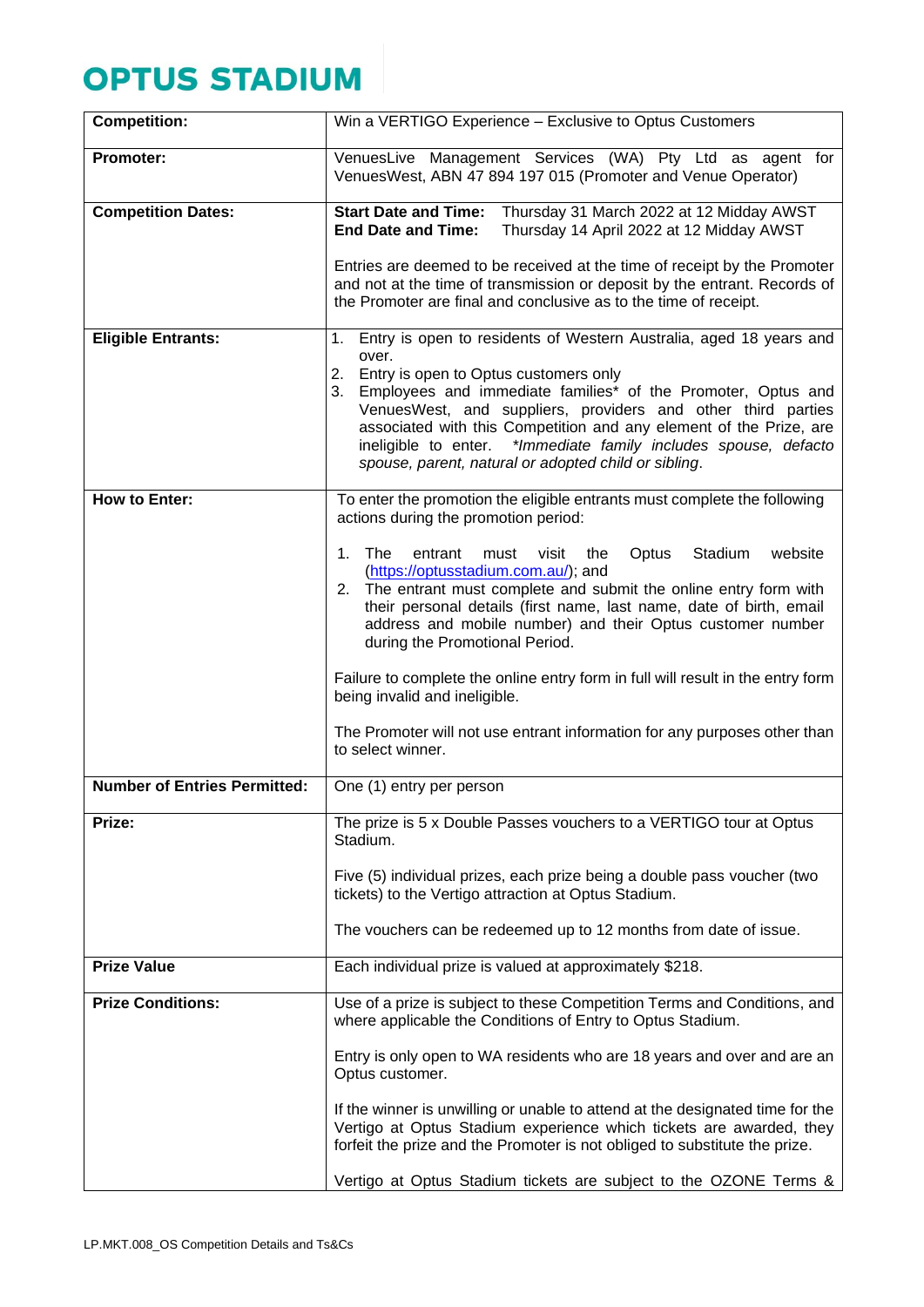# OPTUS STADIUM

| | |
|---|---|
| **Competition:** | Win a VERTIGO Experience – Exclusive to Optus Customers |
| **Promoter:** | VenuesLive Management Services (WA) Pty Ltd as agent for VenuesWest, ABN 47 894 197 015 (Promoter and Venue Operator) |
| **Competition Dates:** | **Start Date and Time:** Thursday 31 March 2022 at 12 Midday AWST<br>**End Date and Time:** Thursday 14 April 2022 at 12 Midday AWST<br><br>Entries are deemed to be received at the time of receipt by the Promoter and not at the time of transmission or deposit by the entrant. Records of the Promoter are final and conclusive as to the time of receipt. |
| **Eligible Entrants:** | 1. Entry is open to residents of Western Australia, aged 18 years and over.<br>2. Entry is open to Optus customers only<br>3. Employees and immediate families* of the Promoter, Optus and VenuesWest, and suppliers, providers and other third parties associated with this Competition and any element of the Prize, are ineligible to enter. *\*Immediate family includes spouse, defacto spouse, parent, natural or adopted child or sibling.* |
| **How to Enter:** | To enter the promotion the eligible entrants must complete the following actions during the promotion period:<br><br>1. The entrant must visit the Optus Stadium website (https://optusstadium.com.au/); and<br>2. The entrant must complete and submit the online entry form with their personal details (first name, last name, date of birth, email address and mobile number) and their Optus customer number during the Promotional Period.<br><br>Failure to complete the online entry form in full will result in the entry form being invalid and ineligible.<br><br>The Promoter will not use entrant information for any purposes other than to select winner. |
| **Number of Entries Permitted:** | One (1) entry per person |
| **Prize:** | The prize is 5 x Double Passes vouchers to a VERTIGO tour at Optus Stadium.<br><br>Five (5) individual prizes, each prize being a double pass voucher (two tickets) to the Vertigo attraction at Optus Stadium.<br><br>The vouchers can be redeemed up to 12 months from date of issue. |
| **Prize Value** | Each individual prize is valued at approximately $218. |
| **Prize Conditions:** | Use of a prize is subject to these Competition Terms and Conditions, and where applicable the Conditions of Entry to Optus Stadium.<br><br>Entry is only open to WA residents who are 18 years and over and are an Optus customer.<br><br>If the winner is unwilling or unable to attend at the designated time for the Vertigo at Optus Stadium experience which tickets are awarded, they forfeit the prize and the Promoter is not obliged to substitute the prize.<br><br>Vertigo at Optus Stadium tickets are subject to the OZONE Terms & |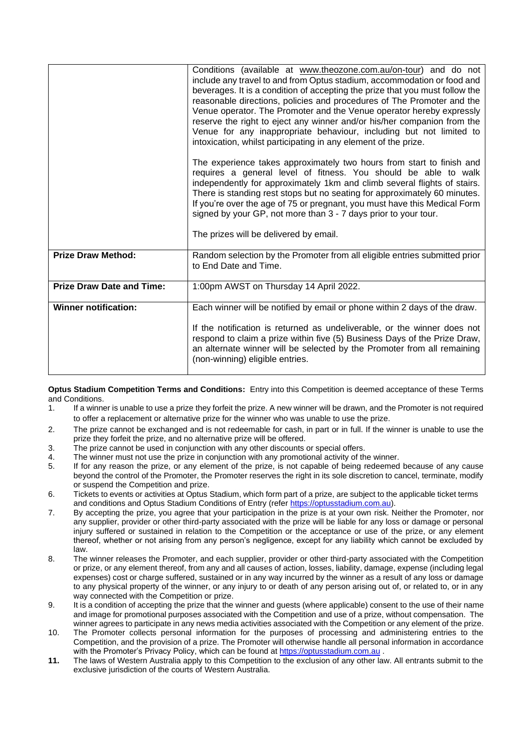| | |
|---|---|
| | Conditions (available at www.theozone.com.au/on-tour) and do not include any travel to and from Optus stadium, accommodation or food and beverages. It is a condition of accepting the prize that you must follow the reasonable directions, policies and procedures of The Promoter and the Venue operator. The Promoter and the Venue operator hereby expressly reserve the right to eject any winner and/or his/her companion from the Venue for any inappropriate behaviour, including but not limited to intoxication, whilst participating in any element of the prize.<br><br>The experience takes approximately two hours from start to finish and requires a general level of fitness. You should be able to walk independently for approximately 1km and climb several flights of stairs. There is standing rest stops but no seating for approximately 60 minutes. If you're over the age of 75 or pregnant, you must have this Medical Form signed by your GP, not more than 3 - 7 days prior to your tour.<br><br>The prizes will be delivered by email. |
| **Prize Draw Method:** | Random selection by the Promoter from all eligible entries submitted prior to End Date and Time. |
| **Prize Draw Date and Time:** | 1:00pm AWST on Thursday 14 April 2022. |
| **Winner notification:** | Each winner will be notified by email or phone within 2 days of the draw.<br><br>If the notification is returned as undeliverable, or the winner does not respond to claim a prize within five (5) Business Days of the Prize Draw, an alternate winner will be selected by the Promoter from all remaining (non-winning) eligible entries. |

**Optus Stadium Competition Terms and Conditions:** Entry into this Competition is deemed acceptance of these Terms and Conditions.

1. If a winner is unable to use a prize they forfeit the prize. A new winner will be drawn, and the Promoter is not required to offer a replacement or alternative prize for the winner who was unable to use the prize.
2. The prize cannot be exchanged and is not redeemable for cash, in part or in full. If the winner is unable to use the prize they forfeit the prize, and no alternative prize will be offered.
3. The prize cannot be used in conjunction with any other discounts or special offers.
4. The winner must not use the prize in conjunction with any promotional activity of the winner.
5. If for any reason the prize, or any element of the prize, is not capable of being redeemed because of any cause beyond the control of the Promoter, the Promoter reserves the right in its sole discretion to cancel, terminate, modify or suspend the Competition and prize.
6. Tickets to events or activities at Optus Stadium, which form part of a prize, are subject to the applicable ticket terms and conditions and Optus Stadium Conditions of Entry (refer https://optusstadium.com.au).
7. By accepting the prize, you agree that your participation in the prize is at your own risk. Neither the Promoter, nor any supplier, provider or other third-party associated with the prize will be liable for any loss or damage or personal injury suffered or sustained in relation to the Competition or the acceptance or use of the prize, or any element thereof, whether or not arising from any person's negligence, except for any liability which cannot be excluded by law.
8. The winner releases the Promoter, and each supplier, provider or other third-party associated with the Competition or prize, or any element thereof, from any and all causes of action, losses, liability, damage, expense (including legal expenses) cost or charge suffered, sustained or in any way incurred by the winner as a result of any loss or damage to any physical property of the winner, or any injury to or death of any person arising out of, or related to, or in any way connected with the Competition or prize.
9. It is a condition of accepting the prize that the winner and guests (where applicable) consent to the use of their name and image for promotional purposes associated with the Competition and use of a prize, without compensation. The winner agrees to participate in any news media activities associated with the Competition or any element of the prize.
10. The Promoter collects personal information for the purposes of processing and administering entries to the Competition, and the provision of a prize. The Promoter will otherwise handle all personal information in accordance with the Promoter's Privacy Policy, which can be found at https://optusstadium.com.au .
11. The laws of Western Australia apply to this Competition to the exclusion of any other law. All entrants submit to the exclusive jurisdiction of the courts of Western Australia.